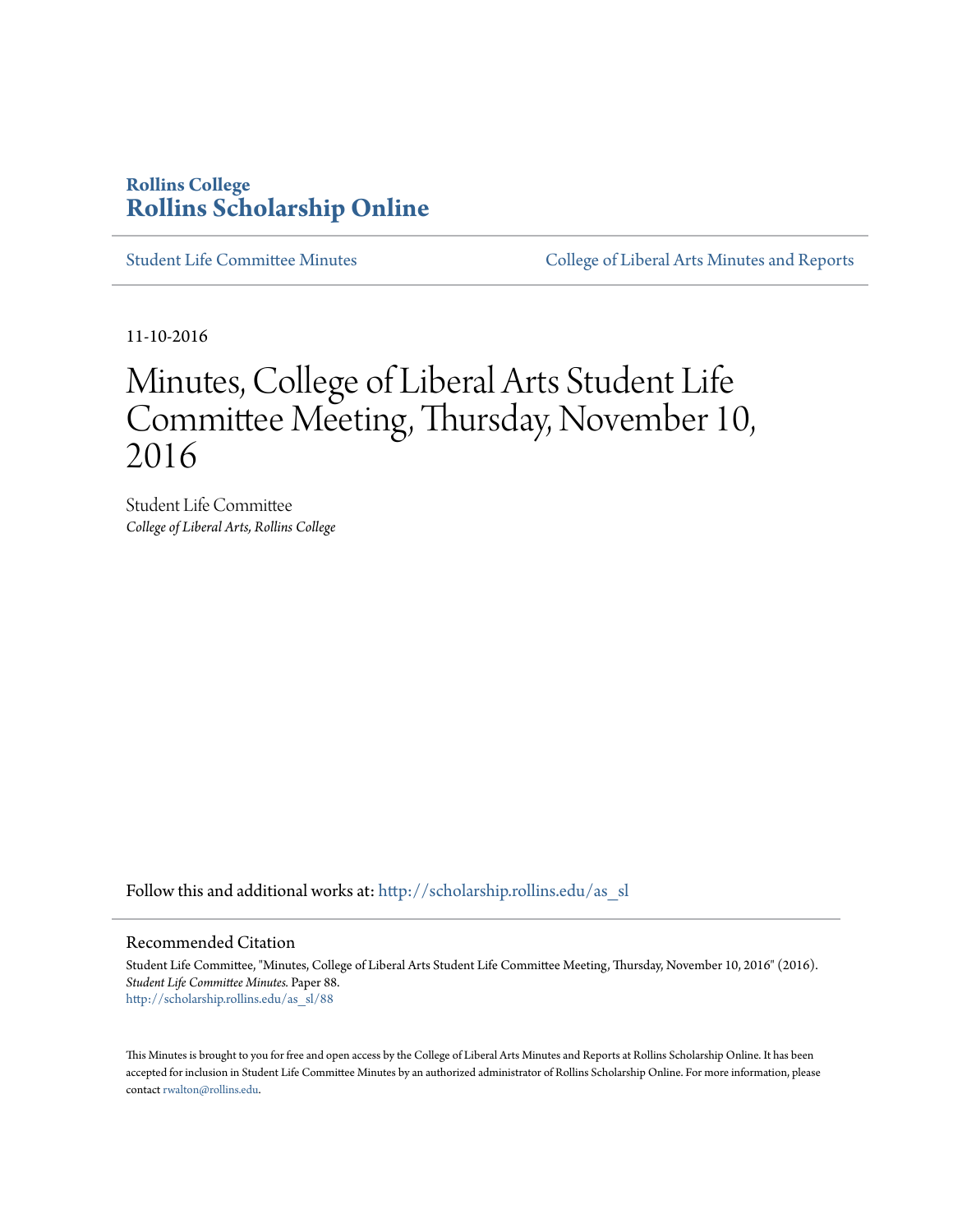**Rollins College**
**Rollins Scholarship Online**

Student Life Committee Minutes | College of Liberal Arts Minutes and Reports

11-10-2016

# Minutes, College of Liberal Arts Student Life Committee Meeting, Thursday, November 10, 2016

Student Life Committee
*College of Liberal Arts, Rollins College*

Follow this and additional works at: http://scholarship.rollins.edu/as_sl

## Recommended Citation

Student Life Committee, "Minutes, College of Liberal Arts Student Life Committee Meeting, Thursday, November 10, 2016" (2016). *Student Life Committee Minutes.* Paper 88.
http://scholarship.rollins.edu/as_sl/88

This Minutes is brought to you for free and open access by the College of Liberal Arts Minutes and Reports at Rollins Scholarship Online. It has been accepted for inclusion in Student Life Committee Minutes by an authorized administrator of Rollins Scholarship Online. For more information, please contact rwalton@rollins.edu.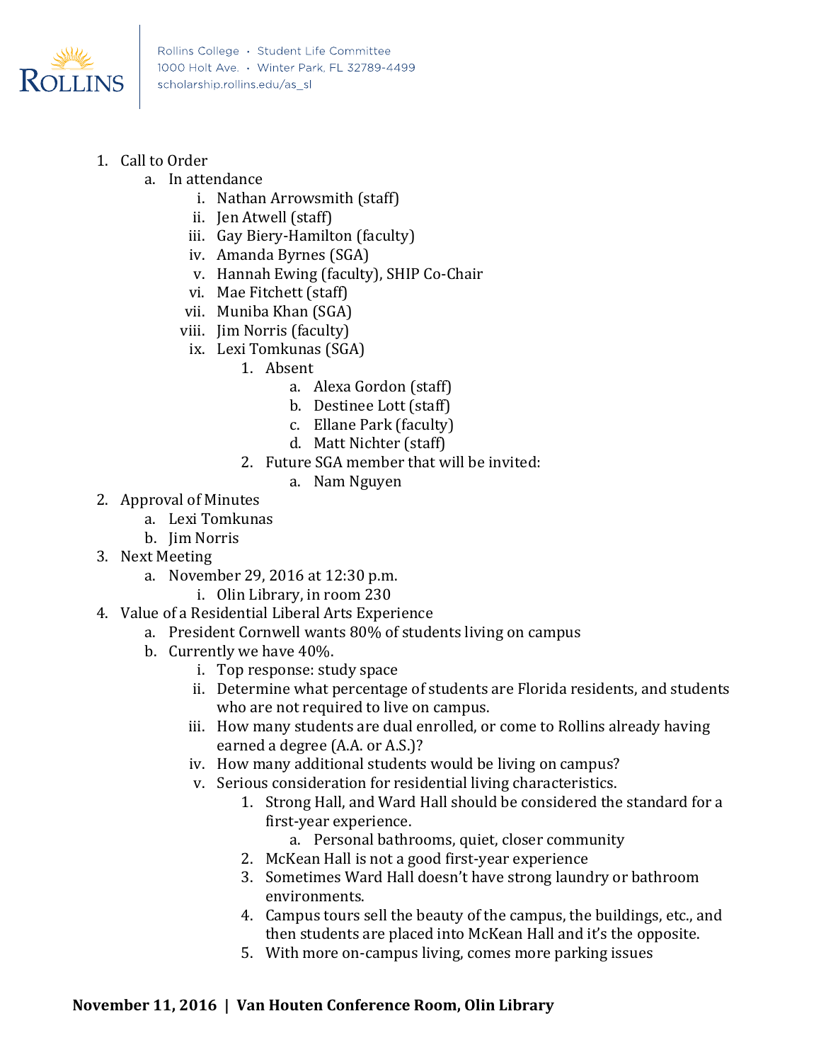1. Call to Order
    a. In attendance
        i. Nathan Arrowsmith (staff)
        ii. Jen Atwell (staff)
        iii. Gay Biery-Hamilton (faculty)
        iv. Amanda Byrnes (SGA)
        v. Hannah Ewing (faculty), SHIP Co-Chair
        vi. Mae Fitchett (staff)
        vii. Muniba Khan (SGA)
        viii. Jim Norris (faculty)
        ix. Lexi Tomkunas (SGA)
            1. Absent
                a. Alexa Gordon (staff)
                b. Destinee Lott (staff)
                c. Ellane Park (faculty)
                d. Matt Nichter (staff)
            2. Future SGA member that will be invited:
                a. Nam Nguyen
2. Approval of Minutes
    a. Lexi Tomkunas
    b. Jim Norris
3. Next Meeting
    a. November 29, 2016 at 12:30 p.m.
        i. Olin Library, in room 230
4. Value of a Residential Liberal Arts Experience
    a. President Cornwell wants 80% of students living on campus
    b. Currently we have 40%.
        i. Top response: study space
        ii. Determine what percentage of students are Florida residents, and students who are not required to live on campus.
        iii. How many students are dual enrolled, or come to Rollins already having earned a degree (A.A. or A.S.)?
        iv. How many additional students would be living on campus?
        v. Serious consideration for residential living characteristics.
            1. Strong Hall, and Ward Hall should be considered the standard for a first-year experience.
                a. Personal bathrooms, quiet, closer community
            2. McKean Hall is not a good first-year experience
            3. Sometimes Ward Hall doesn't have strong laundry or bathroom environments.
            4. Campus tours sell the beauty of the campus, the buildings, etc., and then students are placed into McKean Hall and it's the opposite.
            5. With more on-campus living, comes more parking issues

**November 11, 2016 | Van Houten Conference Room, Olin Library**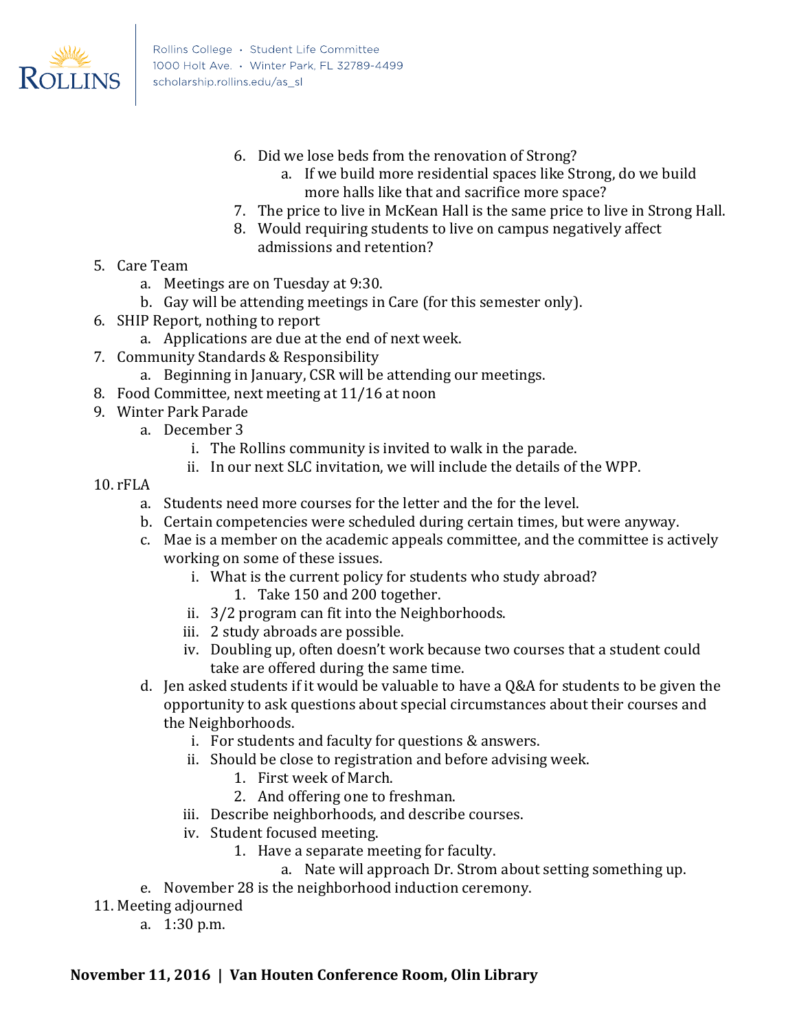6. Did we lose beds from the renovation of Strong?
    a. If we build more residential spaces like Strong, do we build more halls like that and sacrifice more space?
7. The price to live in McKean Hall is the same price to live in Strong Hall.
8. Would requiring students to live on campus negatively affect admissions and retention?

5. Care Team
    a. Meetings are on Tuesday at 9:30.
    b. Gay will be attending meetings in Care (for this semester only).
6. SHIP Report, nothing to report
    a. Applications are due at the end of next week.
7. Community Standards & Responsibility
    a. Beginning in January, CSR will be attending our meetings.
8. Food Committee, next meeting at 11/16 at noon
9. Winter Park Parade
    a. December 3
        i. The Rollins community is invited to walk in the parade.
        ii. In our next SLC invitation, we will include the details of the WPP.
10. rFLA
    a. Students need more courses for the letter and the for the level.
    b. Certain competencies were scheduled during certain times, but were anyway.
    c. Mae is a member on the academic appeals committee, and the committee is actively working on some of these issues.
        i. What is the current policy for students who study abroad?
            1. Take 150 and 200 together.
        ii. 3/2 program can fit into the Neighborhoods.
        iii. 2 study abroads are possible.
        iv. Doubling up, often doesn't work because two courses that a student could take are offered during the same time.
    d. Jen asked students if it would be valuable to have a Q&A for students to be given the opportunity to ask questions about special circumstances about their courses and the Neighborhoods.
        i. For students and faculty for questions & answers.
        ii. Should be close to registration and before advising week.
            1. First week of March.
            2. And offering one to freshman.
        iii. Describe neighborhoods, and describe courses.
        iv. Student focused meeting.
            1. Have a separate meeting for faculty.
                a. Nate will approach Dr. Strom about setting something up.
    e. November 28 is the neighborhood induction ceremony.
11. Meeting adjourned
    a. 1:30 p.m.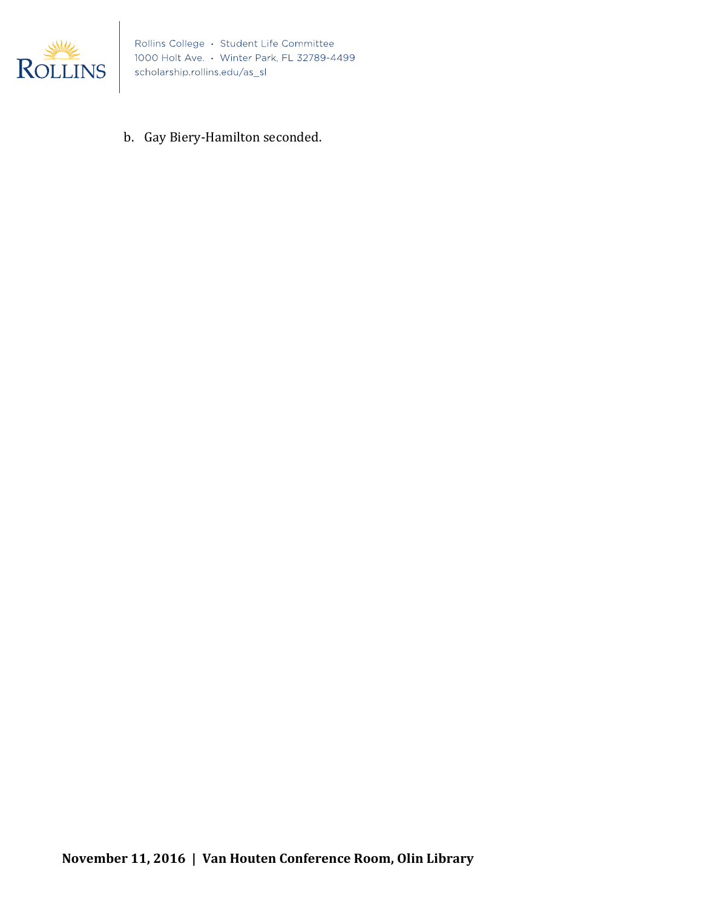b. Gay Biery-Hamilton seconded.